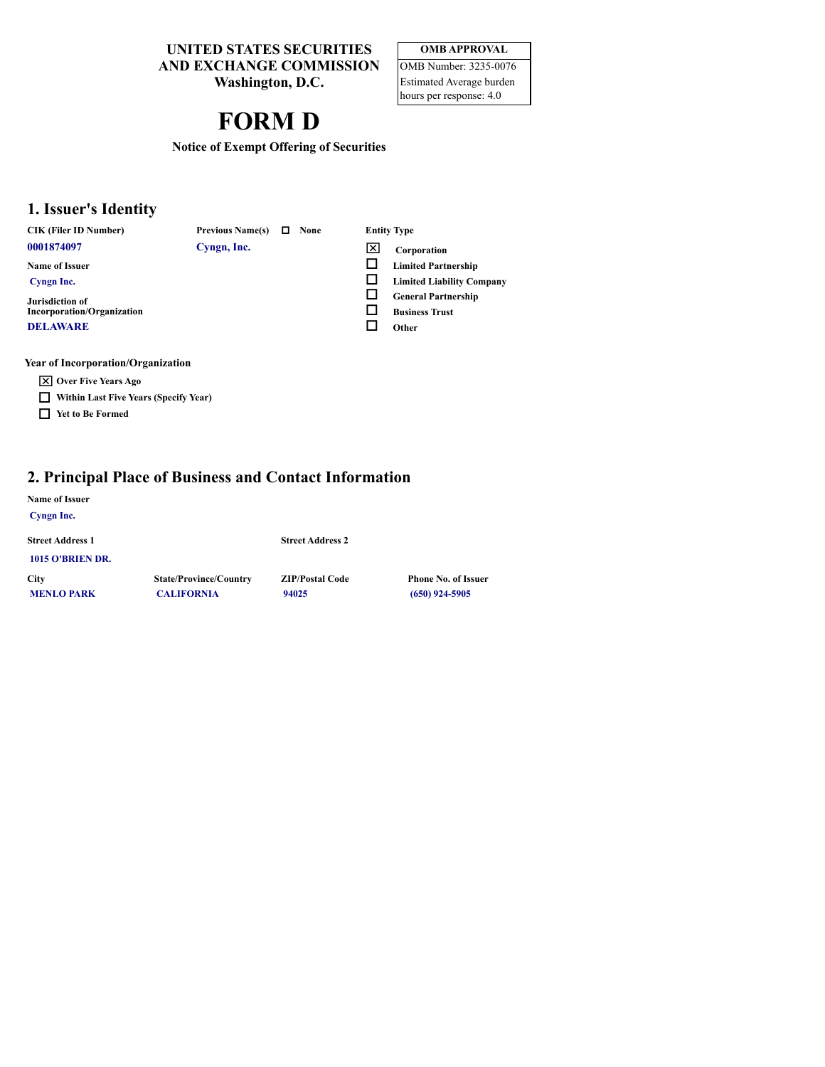**UNITED STATES SECURITIES AND EXCHANGE COMMISSION**
**Washington, D.C.**

| OMB APPROVAL |
|---|
| OMB Number: 3235-0076 |
| Estimated Average burden hours per response: 4.0 |

# FORM D

**Notice of Exempt Offering of Securities**

## 1. Issuer's Identity

**CIK (Filer ID Number)**
0001874097

**Previous Name(s)** ☐ None
Cyngn, Inc.

**Entity Type**
- [x] Corporation
- [ ] Limited Partnership
- [ ] Limited Liability Company
- [ ] General Partnership
- [ ] Business Trust
- [ ] Other

**Name of Issuer**
Cyngn Inc.

**Jurisdiction of Incorporation/Organization**
DELAWARE

**Year of Incorporation/Organization**
- [x] Over Five Years Ago
- [ ] Within Last Five Years (Specify Year)
- [ ] Yet to Be Formed

## 2. Principal Place of Business and Contact Information

**Name of Issuer**
Cyngn Inc.

| Street Address 1 | Street Address 2 | | |
|---|---|---|---|
| 1015 O'BRIEN DR. | | | |
| **City** | **State/Province/Country** | **ZIP/Postal Code** | **Phone No. of Issuer** |
| MENLO PARK | CALIFORNIA | 94025 | (650) 924-5905 |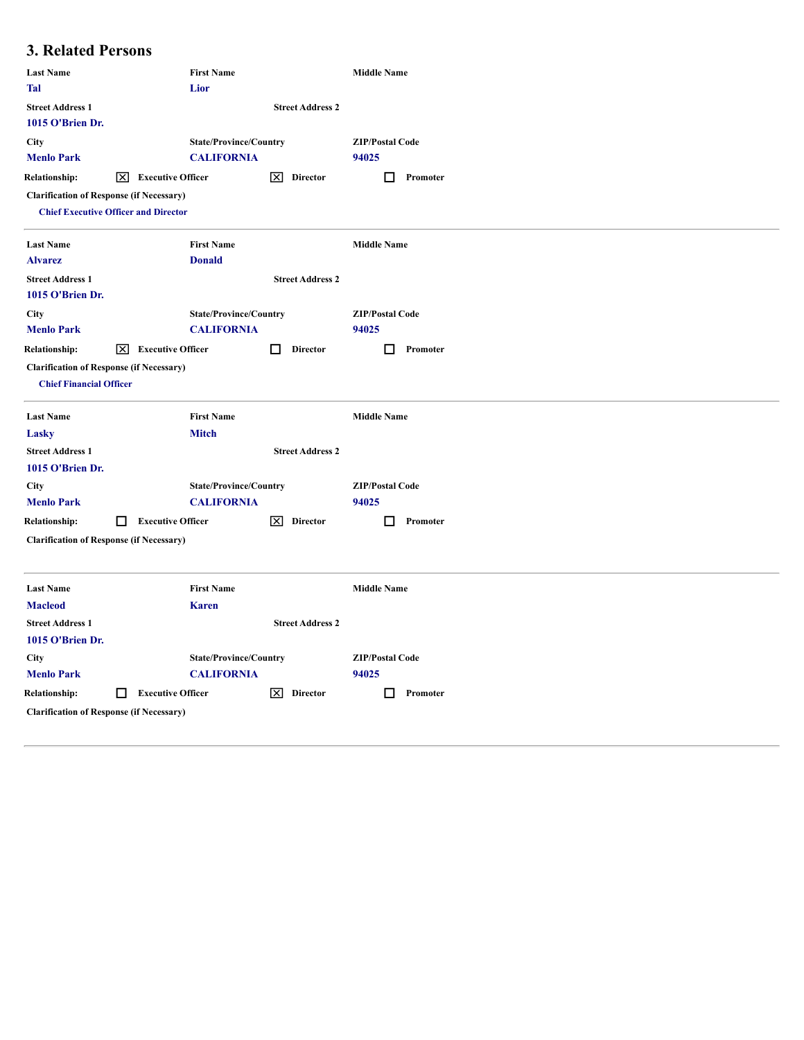## 3. Related Persons

| Last Name | First Name | Middle Name |
|---|---|---|
| Tal | Lior | |

| Street Address 1 | Street Address 2 |
|---|---|
| 1015 O'Brien Dr. | |

| City | State/Province/Country | ZIP/Postal Code |
|---|---|---|
| Menlo Park | CALIFORNIA | 94025 |

Relationship: ☒ Executive Officer ☒ Director ☐ Promoter

Clarification of Response (if Necessary)

Chief Executive Officer and Director

---

| Last Name | First Name | Middle Name |
|---|---|---|
| Alvarez | Donald | |

| Street Address 1 | Street Address 2 |
|---|---|
| 1015 O'Brien Dr. | |

| City | State/Province/Country | ZIP/Postal Code |
|---|---|---|
| Menlo Park | CALIFORNIA | 94025 |

Relationship: ☒ Executive Officer ☐ Director ☐ Promoter

Clarification of Response (if Necessary)

Chief Financial Officer

---

| Last Name | First Name | Middle Name |
|---|---|---|
| Lasky | Mitch | |

| Street Address 1 | Street Address 2 |
|---|---|
| 1015 O'Brien Dr. | |

| City | State/Province/Country | ZIP/Postal Code |
|---|---|---|
| Menlo Park | CALIFORNIA | 94025 |

Relationship: ☐ Executive Officer ☒ Director ☐ Promoter

Clarification of Response (if Necessary)

---

| Last Name | First Name | Middle Name |
|---|---|---|
| Macleod | Karen | |

| Street Address 1 | Street Address 2 |
|---|---|
| 1015 O'Brien Dr. | |

| City | State/Province/Country | ZIP/Postal Code |
|---|---|---|
| Menlo Park | CALIFORNIA | 94025 |

Relationship: ☐ Executive Officer ☒ Director ☐ Promoter

Clarification of Response (if Necessary)

---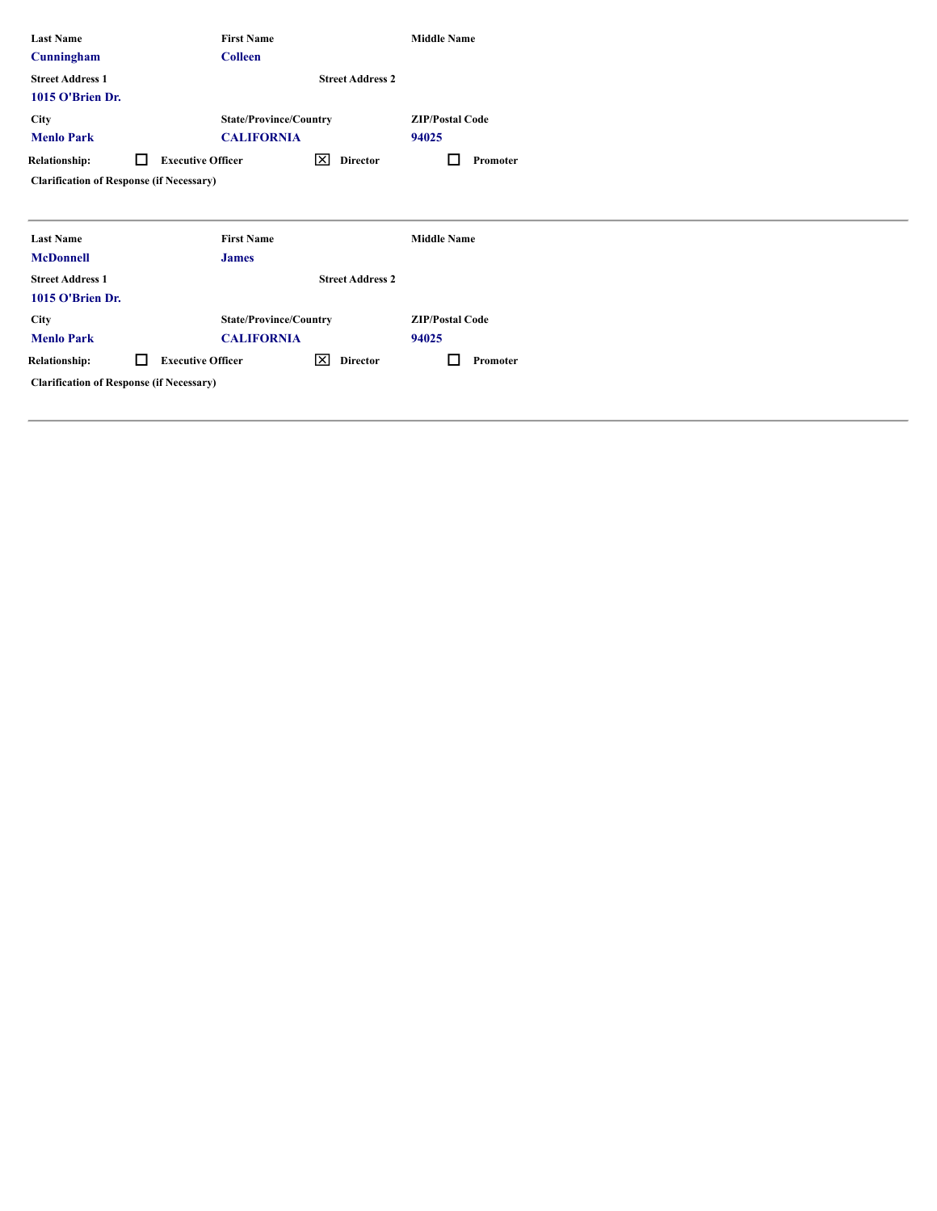| Last Name | First Name | Middle Name |
| --- | --- | --- |
| Cunningham | Colleen | |

| Street Address 1 | Street Address 2 |
| --- | --- |
| 1015 O'Brien Dr. | |

| City | State/Province/Country | ZIP/Postal Code |
| --- | --- | --- |
| Menlo Park | CALIFORNIA | 94025 |

Relationship: ☐ Executive Officer ☒ Director ☐ Promoter

Clarification of Response (if Necessary)

---

| Last Name | First Name | Middle Name |
| --- | --- | --- |
| McDonnell | James | |

| Street Address 1 | Street Address 2 |
| --- | --- |
| 1015 O'Brien Dr. | |

| City | State/Province/Country | ZIP/Postal Code |
| --- | --- | --- |
| Menlo Park | CALIFORNIA | 94025 |

Relationship: ☐ Executive Officer ☒ Director ☐ Promoter

Clarification of Response (if Necessary)

---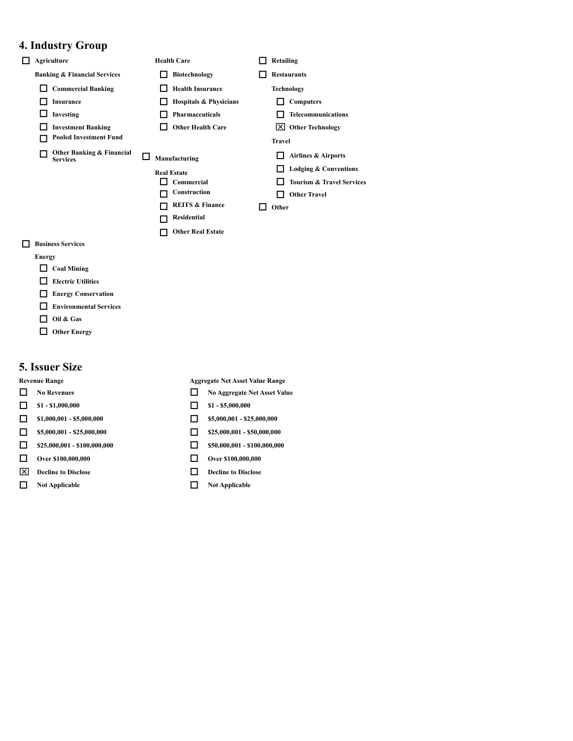## 4. Industry Group

- [ ] Agriculture

**Banking & Financial Services**

- [ ] Commercial Banking
- [ ] Insurance
- [ ] Investing
- [ ] Investment Banking
- [ ] Pooled Investment Fund
- [ ] Other Banking & Financial Services

- [ ] Business Services

**Energy**

- [ ] Coal Mining
- [ ] Electric Utilities
- [ ] Energy Conservation
- [ ] Environmental Services
- [ ] Oil & Gas
- [ ] Other Energy

**Health Care**

- [ ] Biotechnology
- [ ] Health Insurance
- [ ] Hospitals & Physicians
- [ ] Pharmaceuticals
- [ ] Other Health Care

- [ ] Manufacturing

**Real Estate**

- [ ] Commercial
- [ ] Construction
- [ ] REITS & Finance
- [ ] Residential
- [ ] Other Real Estate

- [ ] Retailing
- [ ] Restaurants

**Technology**

- [ ] Computers
- [ ] Telecommunications
- [x] Other Technology

**Travel**

- [ ] Airlines & Airports
- [ ] Lodging & Conventions
- [ ] Tourism & Travel Services
- [ ] Other Travel

- [ ] Other

## 5. Issuer Size

| Revenue Range | Aggregate Net Asset Value Range |
|---|---|
| [ ] No Revenues | [ ] No Aggregate Net Asset Value |
| [ ] $1 - $1,000,000 | [ ] $1 - $5,000,000 |
| [ ] $1,000,001 - $5,000,000 | [ ] $5,000,001 - $25,000,000 |
| [ ] $5,000,001 - $25,000,000 | [ ] $25,000,001 - $50,000,000 |
| [ ] $25,000,001 - $100,000,000 | [ ] $50,000,001 - $100,000,000 |
| [ ] Over $100,000,000 | [ ] Over $100,000,000 |
| [x] Decline to Disclose | [ ] Decline to Disclose |
| [ ] Not Applicable | [ ] Not Applicable |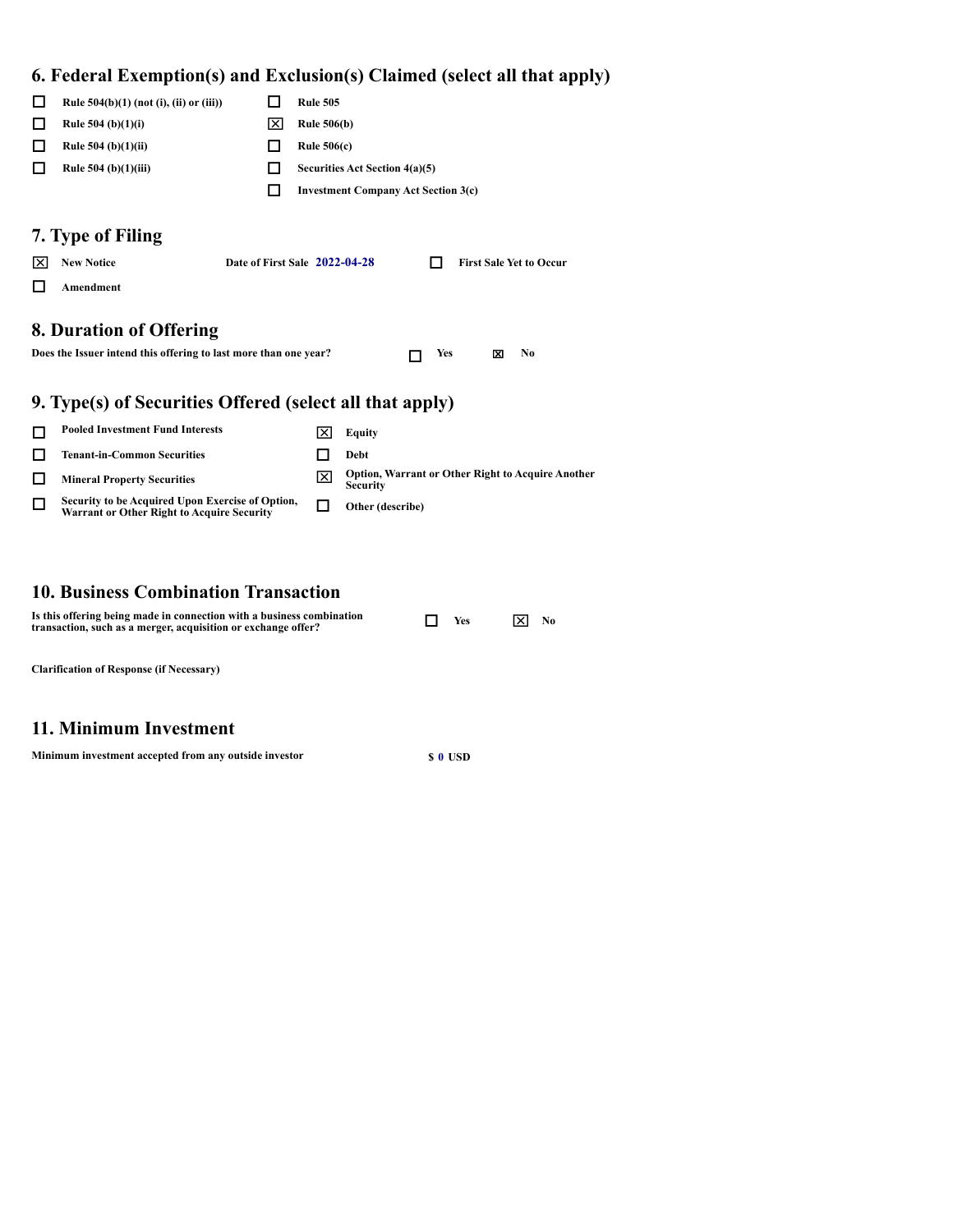## 6. Federal Exemption(s) and Exclusion(s) Claimed (select all that apply)

- ☐ Rule 504(b)(1) (not (i), (ii) or (iii))
- ☐ Rule 504 (b)(1)(i)
- ☐ Rule 504 (b)(1)(ii)
- ☐ Rule 504 (b)(1)(iii)
- ☐ Rule 505
- ☒ Rule 506(b)
- ☐ Rule 506(c)
- ☐ Securities Act Section 4(a)(5)
- ☐ Investment Company Act Section 3(c)

## 7. Type of Filing

- ☒ New Notice — Date of First Sale **2022-04-28** — ☐ First Sale Yet to Occur
- ☐ Amendment

## 8. Duration of Offering

**Does the Issuer intend this offering to last more than one year?** ☐ Yes ☒ No

## 9. Type(s) of Securities Offered (select all that apply)

- ☐ Pooled Investment Fund Interests
- ☐ Tenant-in-Common Securities
- ☐ Mineral Property Securities
- ☐ Security to be Acquired Upon Exercise of Option, Warrant or Other Right to Acquire Security
- ☒ Equity
- ☐ Debt
- ☒ Option, Warrant or Other Right to Acquire Another Security
- ☐ Other (describe)

## 10. Business Combination Transaction

**Is this offering being made in connection with a business combination transaction, such as a merger, acquisition or exchange offer?** ☐ Yes ☒ No

**Clarification of Response (if Necessary)**

## 11. Minimum Investment

**Minimum investment accepted from any outside investor** $ 0 USD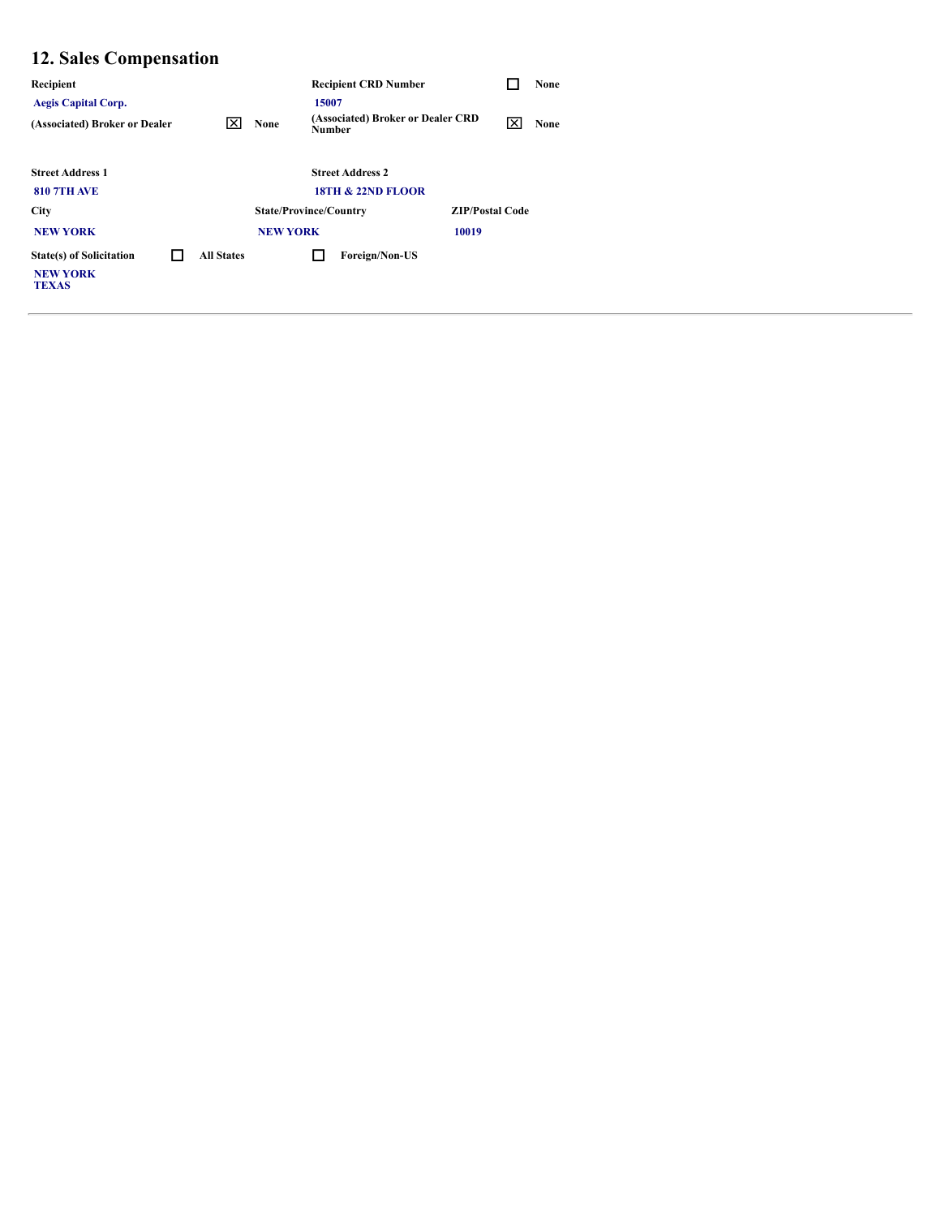## 12. Sales Compensation

| Recipient | | Recipient CRD Number | ☐ None |
|---|---|---|---|
| Aegis Capital Corp. | | 15007 | |
| (Associated) Broker or Dealer | ☒ None | (Associated) Broker or Dealer CRD Number | ☒ None |

| Street Address 1 | Street Address 2 |
|---|---|
| 810 7TH AVE | 18TH & 22ND FLOOR |

| City | State/Province/Country | ZIP/Postal Code |
|---|---|---|
| NEW YORK | NEW YORK | 10019 |

State(s) of Solicitation ☐ All States ☐ Foreign/Non-US

NEW YORK
TEXAS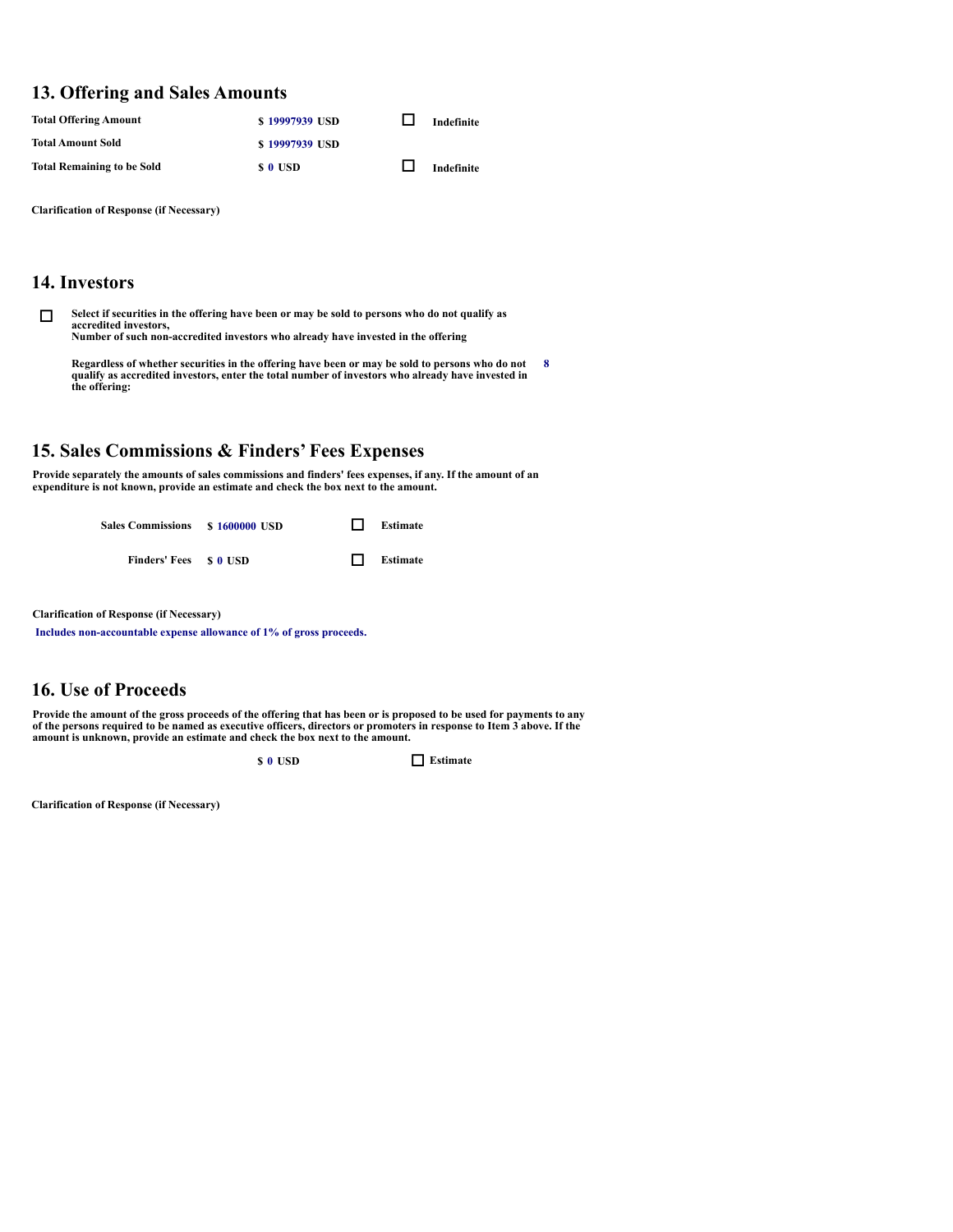## 13. Offering and Sales Amounts

| | | | |
|---|---|---|---|
| **Total Offering Amount** | $ 19997939 USD | ☐ | Indefinite |
| **Total Amount Sold** | $ 19997939 USD | | |
| **Total Remaining to be Sold** | $ 0 USD | ☐ | Indefinite |

**Clarification of Response (if Necessary)**

## 14. Investors

☐ **Select if securities in the offering have been or may be sold to persons who do not qualify as accredited investors,**
**Number of such non-accredited investors who already have invested in the offering**

**Regardless of whether securities in the offering have been or may be sold to persons who do not qualify as accredited investors, enter the total number of investors who already have invested in the offering:** 8

## 15. Sales Commissions & Finders' Fees Expenses

**Provide separately the amounts of sales commissions and finders' fees expenses, if any. If the amount of an expenditure is not known, provide an estimate and check the box next to the amount.**

| | | | |
|---|---|---|---|
| **Sales Commissions** | $ 1600000 USD | ☐ | Estimate |
| **Finders' Fees** | $ 0 USD | ☐ | Estimate |

**Clarification of Response (if Necessary)**

Includes non-accountable expense allowance of 1% of gross proceeds.

## 16. Use of Proceeds

**Provide the amount of the gross proceeds of the offering that has been or is proposed to be used for payments to any of the persons required to be named as executive officers, directors or promoters in response to Item 3 above. If the amount is unknown, provide an estimate and check the box next to the amount.**

$ 0 USD ☐ Estimate

**Clarification of Response (if Necessary)**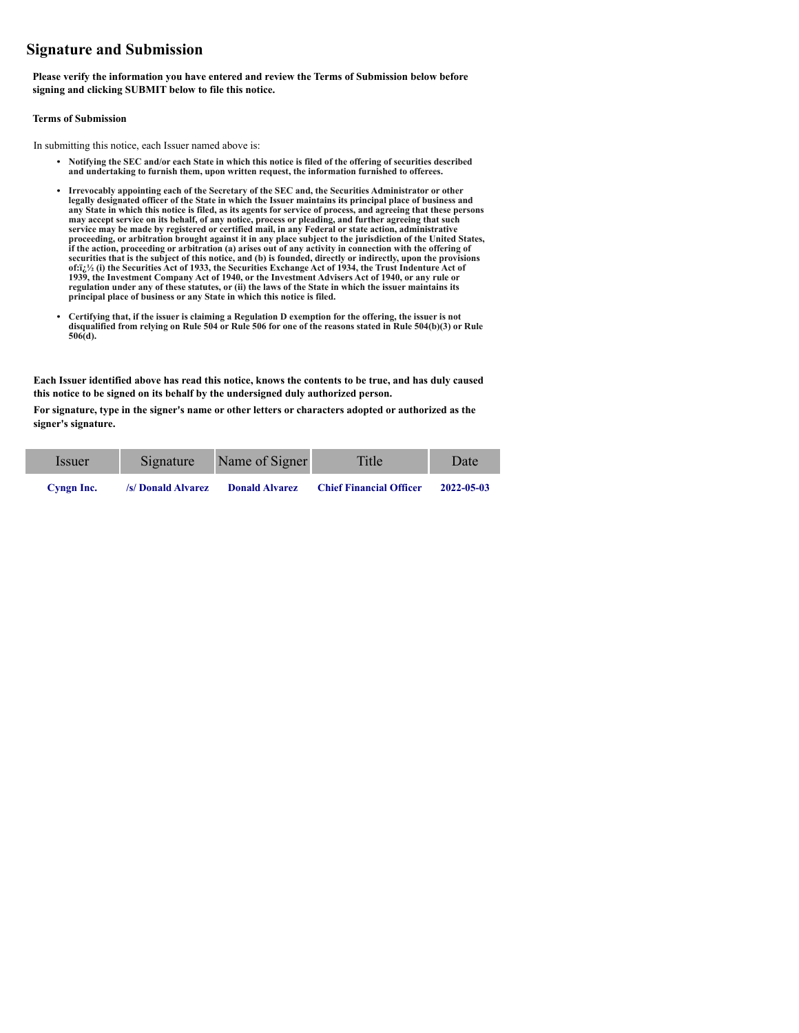## Signature and Submission

**Please verify the information you have entered and review the Terms of Submission below before signing and clicking SUBMIT below to file this notice.**

**Terms of Submission**

In submitting this notice, each Issuer named above is:

- **Notifying the SEC and/or each State in which this notice is filed of the offering of securities described and undertaking to furnish them, upon written request, the information furnished to offerees.**
- **Irrevocably appointing each of the Secretary of the SEC and, the Securities Administrator or other legally designated officer of the State in which the Issuer maintains its principal place of business and any State in which this notice is filed, as its agents for service of process, and agreeing that these persons may accept service on its behalf, of any notice, process or pleading, and further agreeing that such service may be made by registered or certified mail, in any Federal or state action, administrative proceeding, or arbitration brought against it in any place subject to the jurisdiction of the United States, if the action, proceeding or arbitration (a) arises out of any activity in connection with the offering of securities that is the subject of this notice, and (b) is founded, directly or indirectly, upon the provisions of:ï¿½ (i) the Securities Act of 1933, the Securities Exchange Act of 1934, the Trust Indenture Act of 1939, the Investment Company Act of 1940, or the Investment Advisers Act of 1940, or any rule or regulation under any of these statutes, or (ii) the laws of the State in which the issuer maintains its principal place of business or any State in which this notice is filed.**
- **Certifying that, if the issuer is claiming a Regulation D exemption for the offering, the issuer is not disqualified from relying on Rule 504 or Rule 506 for one of the reasons stated in Rule 504(b)(3) or Rule 506(d).**

**Each Issuer identified above has read this notice, knows the contents to be true, and has duly caused this notice to be signed on its behalf by the undersigned duly authorized person.**

**For signature, type in the signer's name or other letters or characters adopted or authorized as the signer's signature.**

| Issuer | Signature | Name of Signer | Title | Date |
|---|---|---|---|---|
| **Cyngn Inc.** | **/s/ Donald Alvarez** | **Donald Alvarez** | **Chief Financial Officer** | **2022-05-03** |